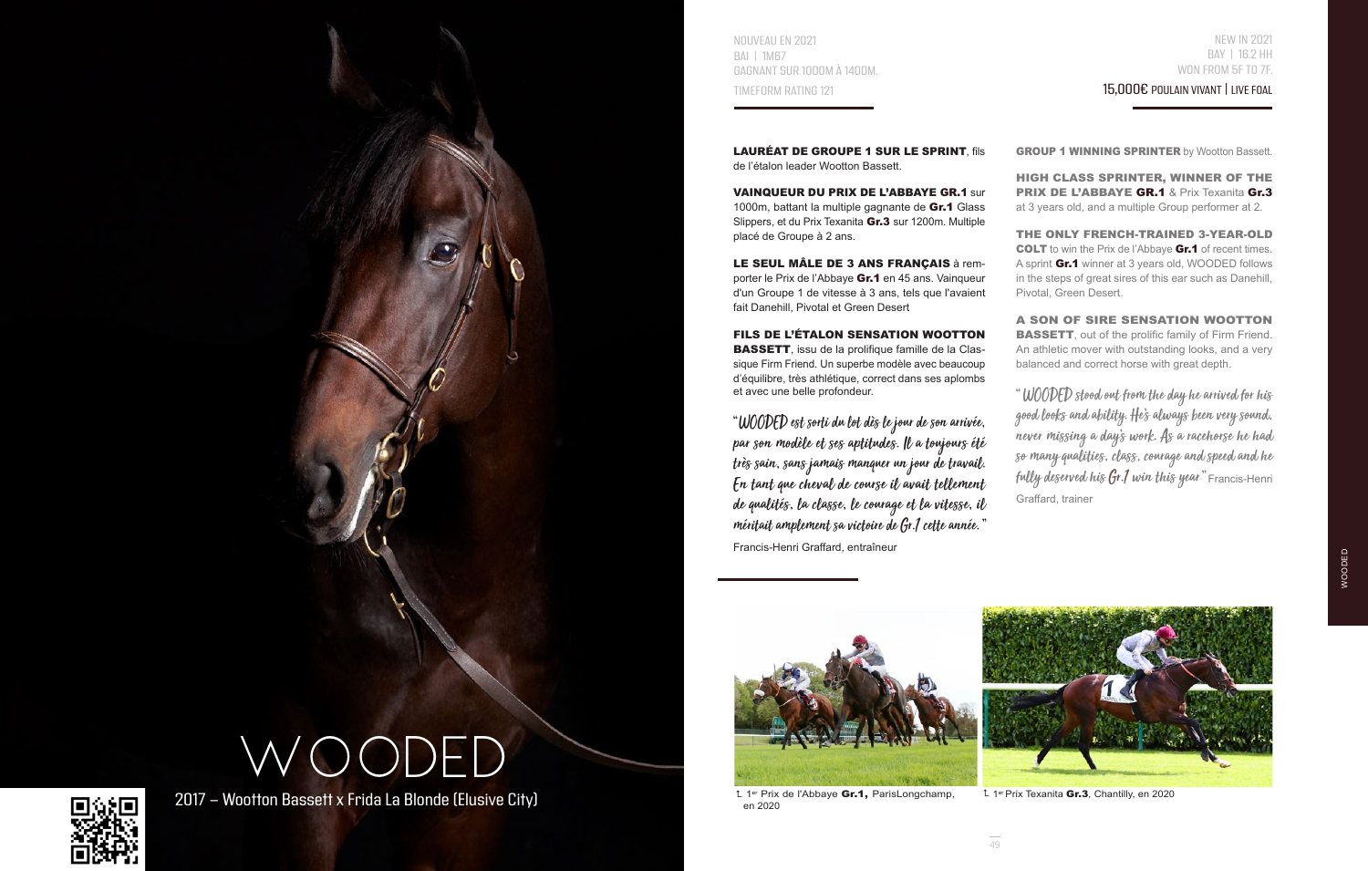# WOODED

2017 – Wootton Bassett x Frida La Blonde (Elusive City)

NOUVEAU EN 2021
BAI | 1M67
GAGNANT SUR 1000M À 1400M.
TIMEFORM RATING 121

**LAURÉAT DE GROUPE 1 SUR LE SPRINT**, fils de l'étalon leader Wootton Bassett.

**VAINQUEUR DU PRIX DE L'ABBAYE GR.1** sur 1000m, battant la multiple gagnante de **Gr.1** Glass Slippers, et du Prix Texanita **Gr.3** sur 1200m. Multiple placé de Groupe à 2 ans.

**LE SEUL MÂLE DE 3 ANS FRANÇAIS** à remporter le Prix de l'Abbaye **Gr.1** en 45 ans. Vainqueur d'un Groupe 1 de vitesse à 3 ans, tels que l'avaient fait Danehill, Pivotal et Green Desert

**FILS DE L'ÉTALON SENSATION WOOTTON BASSETT**, issu de la prolifique famille de la Classique Firm Friend. Un superbe modèle avec beaucoup d'équilibre, très athlétique, correct dans ses aplombs et avec une belle profondeur.

*"WOODED est sorti du lot dès le jour de son arrivée, par son modèle et ses aptitudes. Il a toujours été très sain, sans jamais manquer un jour de travail. En tant que cheval de course il avait tellement de qualités, la classe, le courage et la vitesse, il méritait amplement sa victoire de Gr.1 cette année."*

Francis-Henri Graffard, entraîneur

NEW IN 2021
BAY | 16.2 HH
WON FROM 5F TO 7F.
15,000€ POULAIN VIVANT | LIVE FOAL

**GROUP 1 WINNING SPRINTER** by Wootton Bassett.

**HIGH CLASS SPRINTER, WINNER OF THE PRIX DE L'ABBAYE GR.1** & Prix Texanita **Gr.3** at 3 years old, and a multiple Group performer at 2.

**THE ONLY FRENCH-TRAINED 3-YEAR-OLD COLT** to win the Prix de l'Abbaye **Gr.1** of recent times. A sprint **Gr.1** winner at 3 years old, WOODED follows in the steps of great sires of this ear such as Danehill, Pivotal, Green Desert.

**A SON OF SIRE SENSATION WOOTTON BASSETT**, out of the prolific family of Firm Friend. An athletic mover with outstanding looks, and a very balanced and correct horse with great depth.

*"WOODED stood out from the day he arrived for his good looks and ability. He's always been very sound, never missing a day's work. As a racehorse he had so many qualities, class, courage and speed and he fully deserved his Gr.1 win this year"* Francis-Henri Graffard, trainer

1er Prix de l'Abbaye **Gr.1**, ParisLongchamp, en 2020

1er Prix Texanita **Gr.3**, Chantilly, en 2020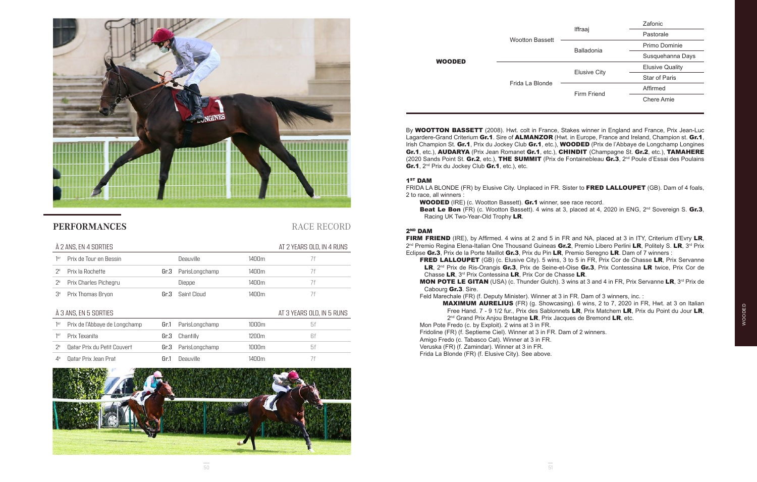## PERFORMANCES

## RACE RECORD

| À 2 ANS, EN 4 SORTIES | | | | | AT 2 YEARS OLD, IN 4 RUNS |
|---|---|---|---|---|---|
| 1er | Prix de Tour en Bessin | | Deauville | 1400m | 7f |
| 2e | Prix la Rochette | Gr.3 | ParisLongchamp | 1400m | 7f |
| 2e | Prix Charles Pichegru | | Dieppe | 1400m | 7f |
| 3e | Prix Thomas Bryon | Gr.3 | Saint Cloud | 1400m | 7f |

| À 3 ANS, EN 5 SORTIES | | | | | AT 3 YEARS OLD, IN 5 RUNS |
|---|---|---|---|---|---|
| 1er | Prix de l'Abbaye de Longchamp | Gr.1 | ParisLongchamp | 1000m | 5f |
| 1er | Prix Texanita | Gr.3 | Chantilly | 1200m | 6f |
| 2e | Qatar Prix du Petit Couvert | Gr.3 | ParisLongchamp | 1000m | 5f |
| 4e | Qatar Prix Jean Prat | Gr.1 | Deauville | 1400m | 7f |

| | | | |
|---|---|---|---|
| **WOODED** | Wootton Bassett | Iffraaj | Zafonic |
| | | | Pastorale |
| | | Balladonia | Primo Dominie |
| | | | Susquehanna Days |
| | Frida La Blonde | Elusive City | Elusive Quality |
| | | | Star of Paris |
| | | Firm Friend | Affirmed |
| | | | Chere Amie |

By **WOOTTON BASSETT** (2008). Hwt. colt in France, Stakes winner in England and France, Prix Jean-Luc Lagardere-Grand Criterium **Gr.1**. Sire of **ALMANZOR** (Hwt. in Europe, France and Ireland, Champion st. **Gr.1**, Irish Champion St. **Gr.1**, Prix du Jockey Club **Gr.1**, etc.), **WOODED** (Prix de l'Abbaye de Longchamp Longines **Gr.1**, etc.), **AUDARYA** (Prix Jean Romanet **Gr.1**, etc.), **CHINDIT** (Champagne St. **Gr.2**, etc.), **TAMAHERE** (2020 Sands Point St. **Gr.2**, etc.), **THE SUMMIT** (Prix de Fontainebleau **Gr.3**, 2nd Poule d'Essai des Poulains **Gr.1**, 2nd Prix du Jockey Club **Gr.1**, etc.), etc.

### 1ST DAM

FRIDA LA BLONDE (FR) by Elusive City. Unplaced in FR. Sister to **FRED LALLOUPET** (GB). Dam of 4 foals, 2 to race, all winners :

**WOODED** (IRE) (c. Wootton Bassett). **Gr.1** winner, see race record.
**Beat Le Bon** (FR) (c. Wootton Bassett). 4 wins at 3, placed at 4, 2020 in ENG, 2nd Sovereign S. **Gr.3**, Racing UK Two-Year-Old Trophy **LR**.

### 2ND DAM

**FIRM FRIEND** (IRE), by Affirmed. 4 wins at 2 and 5 in FR and NA, placed at 3 in ITY, Criterium d'Evry **LR**, 2nd Premio Regina Elena-Italian One Thousand Guineas **Gr.2**, Premio Libero Perlini **LR**, Politely S. **LR**, 3rd Prix Eclipse **Gr.3**, Prix de la Porte Maillot **Gr.3**, Prix du Pin **LR**, Premio Seregno **LR**. Dam of 7 winners :

**FRED LALLOUPET** (GB) (c. Elusive City). 5 wins, 3 to 5 in FR, Prix Cor de Chasse **LR**, Prix Servanne **LR**, 2nd Prix de Ris-Orangis **Gr.3**, Prix de Seine-et-Oise **Gr.3**, Prix Contessina **LR** twice, Prix Cor de Chasse **LR**, 3rd Prix Contessina **LR**, Prix Cor de Chasse **LR**.
**MON POTE LE GITAN** (USA) (c. Thunder Gulch). 3 wins at 3 and 4 in FR, Prix Servanne **LR**, 3rd Prix de Cabourg **Gr.3**. Sire.
Feld Marechale (FR) (f. Deputy Minister). Winner at 3 in FR. Dam of 3 winners, inc. :
**MAXIMUM AURELIUS** (FR) (g. Showcasing). 6 wins, 2 to 7, 2020 in FR, Hwt. at 3 on Italian Free Hand. 7 - 9 1/2 fur., Prix des Sablonnets **LR**, Prix Matchem **LR**, Prix du Point du Jour **LR**, 2nd Grand Prix Anjou Bretagne **LR**, Prix Jacques de Bremond **LR**, etc.
Mon Pote Fredo (c. by Exploit). 2 wins at 3 in FR.
Fridoline (FR) (f. Septieme Ciel). Winner at 3 in FR. Dam of 2 winners.
Amigo Fredo (c. Tabasco Cat). Winner at 3 in FR.
Veruska (FR) (f. Zamindar). Winner at 3 in FR.
Frida La Blonde (FR) (f. Elusive City). See above.